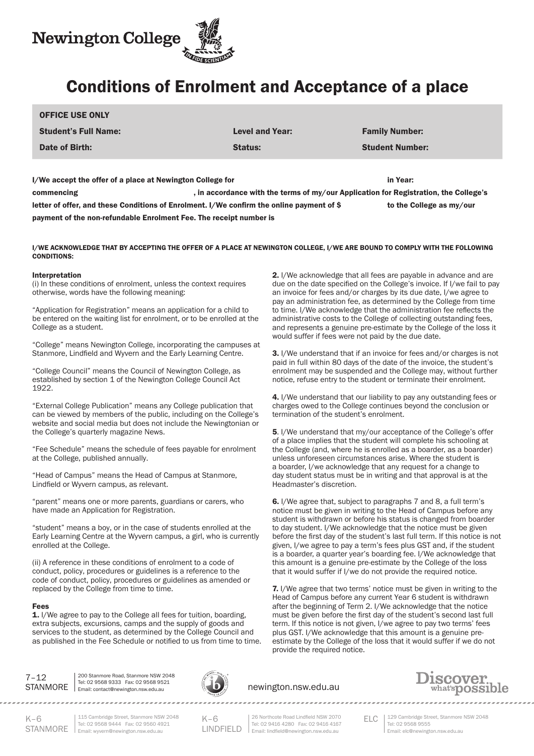Newington College

# Conditions of Enrolment and Acceptance of a place

| OFFICE USE ONLY | | |
|---|---|---|
| Student's Full Name: | Level and Year: | Family Number: |
| Date of Birth: | Status: | Student Number: |

**I/We accept the offer of a place at Newington College for in Year: commencing , in accordance with the terms of my/our Application for Registration, the College's letter of offer, and these Conditions of Enrolment. I/We confirm the online payment of $ to the College as my/our payment of the non-refundable Enrolment Fee. The receipt number is**

**I/WE ACKNOWLEDGE THAT BY ACCEPTING THE OFFER OF A PLACE AT NEWINGTON COLLEGE, I/WE ARE BOUND TO COMPLY WITH THE FOLLOWING CONDITIONS:**

### Interpretation

(i) In these conditions of enrolment, unless the context requires otherwise, words have the following meaning:

"Application for Registration" means an application for a child to be entered on the waiting list for enrolment, or to be enrolled at the College as a student.

"College" means Newington College, incorporating the campuses at Stanmore, Lindfield and Wyvern and the Early Learning Centre.

"College Council" means the Council of Newington College, as established by section 1 of the Newington College Council Act 1922.

"External College Publication" means any College publication that can be viewed by members of the public, including on the College's website and social media but does not include the Newingtonian or the College's quarterly magazine News.

"Fee Schedule" means the schedule of fees payable for enrolment at the College, published annually.

"Head of Campus" means the Head of Campus at Stanmore, Lindfield or Wyvern campus, as relevant.

"parent" means one or more parents, guardians or carers, who have made an Application for Registration.

"student" means a boy, or in the case of students enrolled at the Early Learning Centre at the Wyvern campus, a girl, who is currently enrolled at the College.

(ii) A reference in these conditions of enrolment to a code of conduct, policy, procedures or guidelines is a reference to the code of conduct, policy, procedures or guidelines as amended or replaced by the College from time to time.

### Fees

**1.** I/We agree to pay to the College all fees for tuition, boarding, extra subjects, excursions, camps and the supply of goods and services to the student, as determined by the College Council and as published in the Fee Schedule or notified to us from time to time.

**2.** I/We acknowledge that all fees are payable in advance and are due on the date specified on the College's invoice. If I/we fail to pay an invoice for fees and/or charges by its due date, I/we agree to pay an administration fee, as determined by the College from time to time. I/We acknowledge that the administration fee reflects the administrative costs to the College of collecting outstanding fees, and represents a genuine pre-estimate by the College of the loss it would suffer if fees were not paid by the due date.

**3.** I/We understand that if an invoice for fees and/or charges is not paid in full within 80 days of the date of the invoice, the student's enrolment may be suspended and the College may, without further notice, refuse entry to the student or terminate their enrolment.

**4.** I/We understand that our liability to pay any outstanding fees or charges owed to the College continues beyond the conclusion or termination of the student's enrolment.

**5**. I/We understand that my/our acceptance of the College's offer of a place implies that the student will complete his schooling at the College (and, where he is enrolled as a boarder, as a boarder) unless unforeseen circumstances arise. Where the student is a boarder, I/we acknowledge that any request for a change to day student status must be in writing and that approval is at the Headmaster's discretion.

**6.** I/We agree that, subject to paragraphs 7 and 8, a full term's notice must be given in writing to the Head of Campus before any student is withdrawn or before his status is changed from boarder to day student. I/We acknowledge that the notice must be given before the first day of the student's last full term. If this notice is not given, I/we agree to pay a term's fees plus GST and, if the student is a boarder, a quarter year's boarding fee. I/We acknowledge that this amount is a genuine pre-estimate by the College of the loss that it would suffer if I/we do not provide the required notice.

**7.** I/We agree that two terms' notice must be given in writing to the Head of Campus before any current Year 6 student is withdrawn after the beginning of Term 2. I/We acknowledge that the notice must be given before the first day of the student's second last full term. If this notice is not given, I/we agree to pay two terms' fees plus GST. I/We acknowledge that this amount is a genuine pre-estimate by the College of the loss that it would suffer if we do not provide the required notice.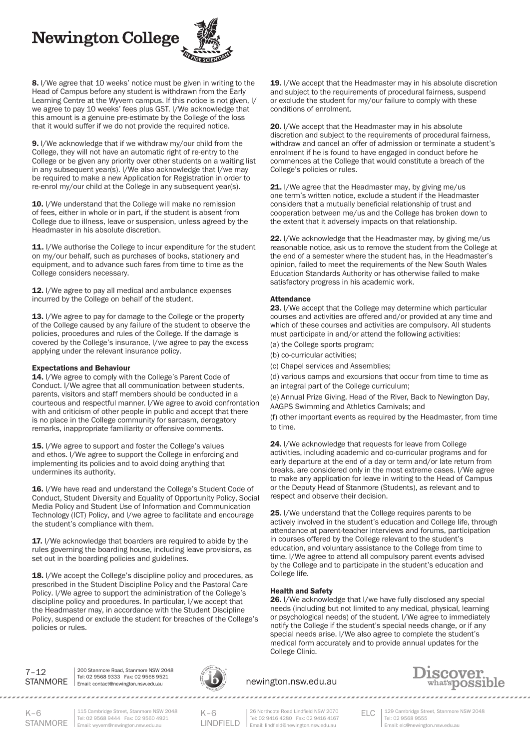**8.** I/We agree that 10 weeks' notice must be given in writing to the Head of Campus before any student is withdrawn from the Early Learning Centre at the Wyvern campus. If this notice is not given, I/we agree to pay 10 weeks' fees plus GST. I/We acknowledge that this amount is a genuine pre-estimate by the College of the loss that it would suffer if we do not provide the required notice.

**9.** I/We acknowledge that if we withdraw my/our child from the College, they will not have an automatic right of re-entry to the College or be given any priority over other students on a waiting list in any subsequent year(s). I/We also acknowledge that I/we may be required to make a new Application for Registration in order to re-enrol my/our child at the College in any subsequent year(s).

**10.** I/We understand that the College will make no remission of fees, either in whole or in part, if the student is absent from College due to illness, leave or suspension, unless agreed by the Headmaster in his absolute discretion.

**11.** I/We authorise the College to incur expenditure for the student on my/our behalf, such as purchases of books, stationery and equipment, and to advance such fares from time to time as the College considers necessary.

**12.** I/We agree to pay all medical and ambulance expenses incurred by the College on behalf of the student.

**13.** I/We agree to pay for damage to the College or the property of the College caused by any failure of the student to observe the policies, procedures and rules of the College. If the damage is covered by the College's insurance, I/we agree to pay the excess applying under the relevant insurance policy.

### Expectations and Behaviour

**14.** I/We agree to comply with the College's Parent Code of Conduct. I/We agree that all communication between students, parents, visitors and staff members should be conducted in a courteous and respectful manner. I/We agree to avoid confrontation with and criticism of other people in public and accept that there is no place in the College community for sarcasm, derogatory remarks, inappropriate familiarity or offensive comments.

**15.** I/We agree to support and foster the College's values and ethos. I/We agree to support the College in enforcing and implementing its policies and to avoid doing anything that undermines its authority.

**16.** I/We have read and understand the College's Student Code of Conduct, Student Diversity and Equality of Opportunity Policy, Social Media Policy and Student Use of Information and Communication Technology (ICT) Policy, and I/we agree to facilitate and encourage the student's compliance with them.

**17.** I/We acknowledge that boarders are required to abide by the rules governing the boarding house, including leave provisions, as set out in the boarding policies and guidelines.

**18.** I/We accept the College's discipline policy and procedures, as prescribed in the Student Discipline Policy and the Pastoral Care Policy. I/We agree to support the administration of the College's discipline policy and procedures. In particular, I/we accept that the Headmaster may, in accordance with the Student Discipline Policy, suspend or exclude the student for breaches of the College's policies or rules.

**19.** I/We accept that the Headmaster may in his absolute discretion and subject to the requirements of procedural fairness, suspend or exclude the student for my/our failure to comply with these conditions of enrolment.

**20.** I/We accept that the Headmaster may in his absolute discretion and subject to the requirements of procedural fairness, withdraw and cancel an offer of admission or terminate a student's enrolment if he is found to have engaged in conduct before he commences at the College that would constitute a breach of the College's policies or rules.

**21.** I/We agree that the Headmaster may, by giving me/us one term's written notice, exclude a student if the Headmaster considers that a mutually beneficial relationship of trust and cooperation between me/us and the College has broken down to the extent that it adversely impacts on that relationship.

**22.** I/We acknowledge that the Headmaster may, by giving me/us reasonable notice, ask us to remove the student from the College at the end of a semester where the student has, in the Headmaster's opinion, failed to meet the requirements of the New South Wales Education Standards Authority or has otherwise failed to make satisfactory progress in his academic work.

### Attendance

**23.** I/We accept that the College may determine which particular courses and activities are offered and/or provided at any time and which of these courses and activities are compulsory. All students must participate in and/or attend the following activities:

(a) the College sports program;

(b) co-curricular activities;

(c) Chapel services and Assemblies;

(d) various camps and excursions that occur from time to time as an integral part of the College curriculum;

(e) Annual Prize Giving, Head of the River, Back to Newington Day, AAGPS Swimming and Athletics Carnivals; and

(f) other important events as required by the Headmaster, from time to time.

**24.** I/We acknowledge that requests for leave from College activities, including academic and co-curricular programs and for early departure at the end of a day or term and/or late return from breaks, are considered only in the most extreme cases. I/We agree to make any application for leave in writing to the Head of Campus or the Deputy Head of Stanmore (Students), as relevant and to respect and observe their decision.

**25.** I/We understand that the College requires parents to be actively involved in the student's education and College life, through attendance at parent-teacher interviews and forums, participation in courses offered by the College relevant to the student's education, and voluntary assistance to the College from time to time. I/We agree to attend all compulsory parent events advised by the College and to participate in the student's education and College life.

### Health and Safety

**26.** I/We acknowledge that I/we have fully disclosed any special needs (including but not limited to any medical, physical, learning or psychological needs) of the student. I/We agree to immediately notify the College if the student's special needs change, or if any special needs arise. I/We also agree to complete the student's medical form accurately and to provide annual updates for the College Clinic.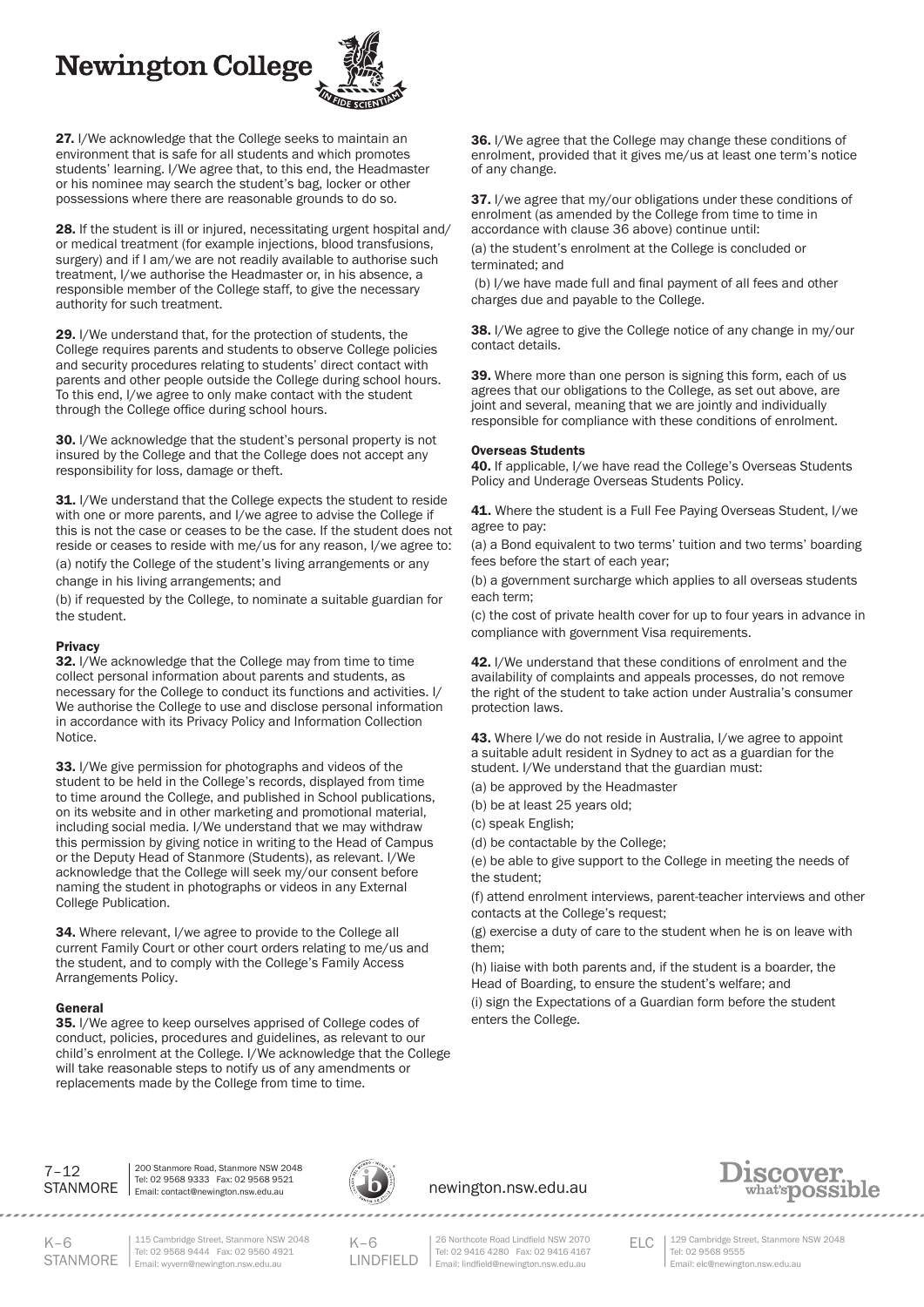**27.** I/We acknowledge that the College seeks to maintain an environment that is safe for all students and which promotes students' learning. I/We agree that, to this end, the Headmaster or his nominee may search the student's bag, locker or other possessions where there are reasonable grounds to do so.

**28.** If the student is ill or injured, necessitating urgent hospital and/ or medical treatment (for example injections, blood transfusions, surgery) and if I am/we are not readily available to authorise such treatment, I/we authorise the Headmaster or, in his absence, a responsible member of the College staff, to give the necessary authority for such treatment.

**29.** I/We understand that, for the protection of students, the College requires parents and students to observe College policies and security procedures relating to students' direct contact with parents and other people outside the College during school hours. To this end, I/we agree to only make contact with the student through the College office during school hours.

**30.** I/We acknowledge that the student's personal property is not insured by the College and that the College does not accept any responsibility for loss, damage or theft.

**31.** I/We understand that the College expects the student to reside with one or more parents, and I/we agree to advise the College if this is not the case or ceases to be the case. If the student does not reside or ceases to reside with me/us for any reason, I/we agree to:

(a) notify the College of the student's living arrangements or any change in his living arrangements; and

(b) if requested by the College, to nominate a suitable guardian for the student.

**Privacy**

**32.** I/We acknowledge that the College may from time to time collect personal information about parents and students, as necessary for the College to conduct its functions and activities. I/ We authorise the College to use and disclose personal information in accordance with its Privacy Policy and Information Collection Notice.

**33.** I/We give permission for photographs and videos of the student to be held in the College's records, displayed from time to time around the College, and published in School publications, on its website and in other marketing and promotional material, including social media. I/We understand that we may withdraw this permission by giving notice in writing to the Head of Campus or the Deputy Head of Stanmore (Students), as relevant. I/We acknowledge that the College will seek my/our consent before naming the student in photographs or videos in any External College Publication.

**34.** Where relevant, I/we agree to provide to the College all current Family Court or other court orders relating to me/us and the student, and to comply with the College's Family Access Arrangements Policy.

**General**

**35.** I/We agree to keep ourselves apprised of College codes of conduct, policies, procedures and guidelines, as relevant to our child's enrolment at the College. I/We acknowledge that the College will take reasonable steps to notify us of any amendments or replacements made by the College from time to time.

**36.** I/We agree that the College may change these conditions of enrolment, provided that it gives me/us at least one term's notice of any change.

**37.** I/we agree that my/our obligations under these conditions of enrolment (as amended by the College from time to time in accordance with clause 36 above) continue until:

(a) the student's enrolment at the College is concluded or terminated; and

(b) I/we have made full and final payment of all fees and other charges due and payable to the College.

**38.** I/We agree to give the College notice of any change in my/our contact details.

**39.** Where more than one person is signing this form, each of us agrees that our obligations to the College, as set out above, are joint and several, meaning that we are jointly and individually responsible for compliance with these conditions of enrolment.

**Overseas Students**

**40.** If applicable, I/we have read the College's Overseas Students Policy and Underage Overseas Students Policy.

**41.** Where the student is a Full Fee Paying Overseas Student, I/we agree to pay:

(a) a Bond equivalent to two terms' tuition and two terms' boarding fees before the start of each year;

(b) a government surcharge which applies to all overseas students each term;

(c) the cost of private health cover for up to four years in advance in compliance with government Visa requirements.

**42.** I/We understand that these conditions of enrolment and the availability of complaints and appeals processes, do not remove the right of the student to take action under Australia's consumer protection laws.

**43.** Where I/we do not reside in Australia, I/we agree to appoint a suitable adult resident in Sydney to act as a guardian for the student. I/We understand that the guardian must:

(a) be approved by the Headmaster

(b) be at least 25 years old;

(c) speak English;

(d) be contactable by the College;

(e) be able to give support to the College in meeting the needs of the student;

(f) attend enrolment interviews, parent-teacher interviews and other contacts at the College's request;

(g) exercise a duty of care to the student when he is on leave with them;

(h) liaise with both parents and, if the student is a boarder, the Head of Boarding, to ensure the student's welfare; and

(i) sign the Expectations of a Guardian form before the student enters the College.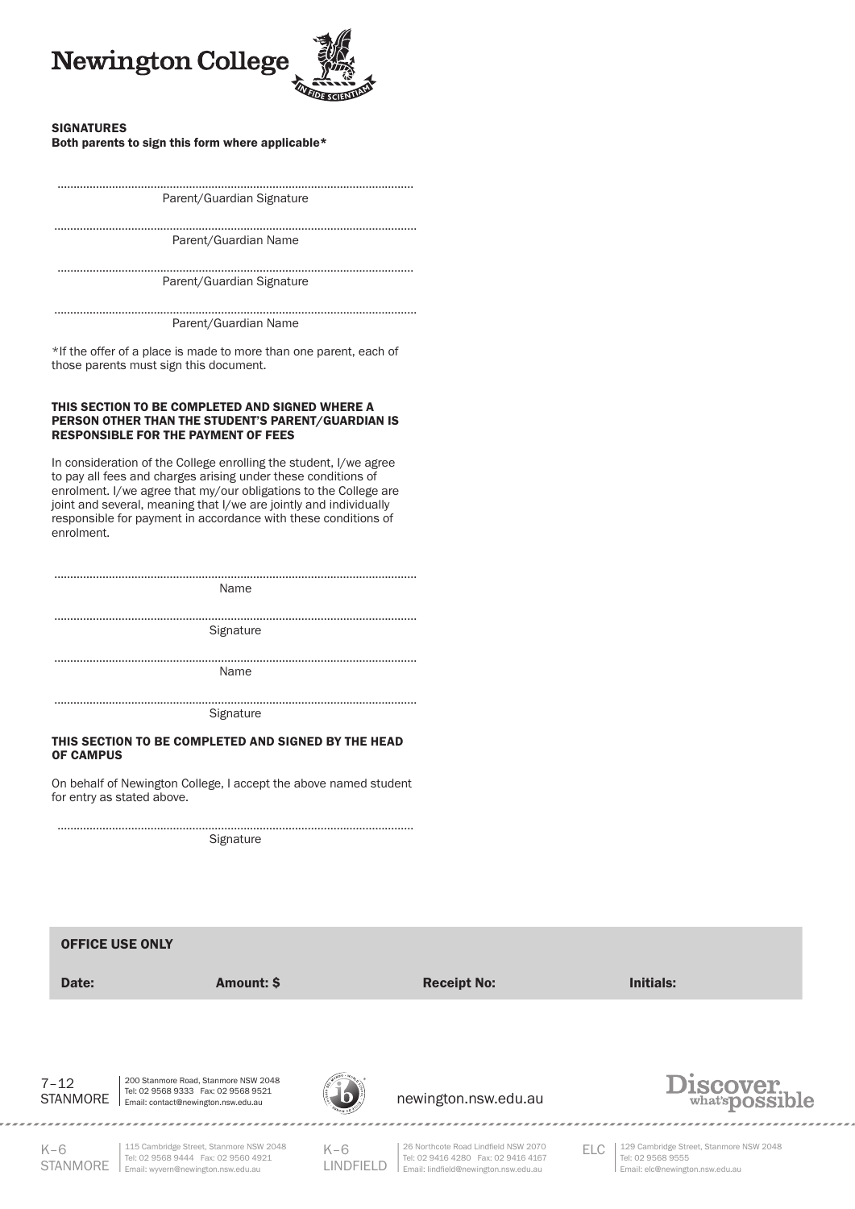Newington College

IN FIDE SCIENTIAM

**SIGNATURES**
**Both parents to sign this form where applicable***

..............................................................................................
Parent/Guardian Signature

..............................................................................................
Parent/Guardian Name

..............................................................................................
Parent/Guardian Signature

..............................................................................................
Parent/Guardian Name

*If the offer of a place is made to more than one parent, each of those parents must sign this document.

**THIS SECTION TO BE COMPLETED AND SIGNED WHERE A PERSON OTHER THAN THE STUDENT'S PARENT/GUARDIAN IS RESPONSIBLE FOR THE PAYMENT OF FEES**

In consideration of the College enrolling the student, I/we agree to pay all fees and charges arising under these conditions of enrolment. I/we agree that my/our obligations to the College are joint and several, meaning that I/we are jointly and individually responsible for payment in accordance with these conditions of enrolment.

..............................................................................................
Name

..............................................................................................
Signature

..............................................................................................
Name

..............................................................................................
Signature

**THIS SECTION TO BE COMPLETED AND SIGNED BY THE HEAD OF CAMPUS**

On behalf of Newington College, I accept the above named student for entry as stated above.

..............................................................................................
Signature

**OFFICE USE ONLY**

**Date:** **Amount: $** **Receipt No:** **Initials:**

7–12 STANMORE
200 Stanmore Road, Stanmore NSW 2048
Tel: 02 9568 9333 Fax: 02 9568 9521
Email: contact@newington.nsw.edu.au

newington.nsw.edu.au

Discover what's possible

K–6 STANMORE
115 Cambridge Street, Stanmore NSW 2048
Tel: 02 9568 9444 Fax: 02 9560 4921
Email: wyvern@newington.nsw.edu.au

K–6 LINDFIELD
26 Northcote Road Lindfield NSW 2070
Tel: 02 9416 4280 Fax: 02 9416 4167
Email: lindfield@newington.nsw.edu.au

ELC
129 Cambridge Street, Stanmore NSW 2048
Tel: 02 9568 9555
Email: elc@newington.nsw.edu.au